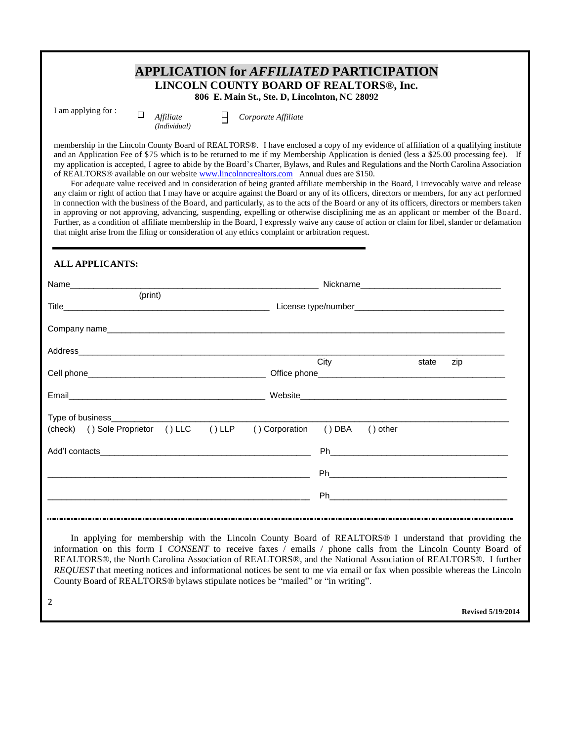# APPLICATION for *AFFILIATED* PARTICIPATION

## LINCOLN COUNTY BOARD OF REALTORS®, Inc.

**806 E. Main St., Ste. D, Lincolnton, NC 28092**

I am applying for : ☐ *Affiliate (Individual)* ☐ *Corporate Affiliate*

membership in the Lincoln County Board of REALTORS®. I have enclosed a copy of my evidence of affiliation of a qualifying institute and an Application Fee of $75 which is to be returned to me if my Membership Application is denied (less a $25.00 processing fee). If my application is accepted, I agree to abide by the Board's Charter, Bylaws, and Rules and Regulations and the North Carolina Association of REALTORS® available on our website www.lincolnncrealtors.com Annual dues are $150.

For adequate value received and in consideration of being granted affiliate membership in the Board, I irrevocably waive and release any claim or right of action that I may have or acquire against the Board or any of its officers, directors or members, for any act performed in connection with the business of the Board, and particularly, as to the acts of the Board or any of its officers, directors or members taken in approving or not approving, advancing, suspending, expelling or otherwise disciplining me as an applicant or member of the Board. Further, as a condition of affiliate membership in the Board, I expressly waive any cause of action or claim for libel, slander or defamation that might arise from the filing or consideration of any ethics complaint or arbitration request.

---

**ALL APPLICANTS:**

Name_______________________________________ Nickname_______________________
(print)

Title_____________________________________ License type/number_______________________

Company name_________________________________________________________________

Address_____________________________________________________________________
City state zip

Cell phone_____________________________ Office phone_____________________________

Email__________________________________ Website_________________________________

Type of business_____________________________________________________________
(check) ( ) Sole Proprietor ( ) LLC ( ) LLP ( ) Corporation ( ) DBA ( ) other

Add'l contacts______________________________________ Ph___________________________

____________________________________________________ Ph___________________________

____________________________________________________ Ph___________________________

---

In applying for membership with the Lincoln County Board of REALTORS® I understand that providing the information on this form I *CONSENT* to receive faxes / emails / phone calls from the Lincoln County Board of REALTORS®, the North Carolina Association of REALTORS®, and the National Association of REALTORS®. I further *REQUEST* that meeting notices and informational notices be sent to me via email or fax when possible whereas the Lincoln County Board of REALTORS® bylaws stipulate notices be "mailed" or "in writing".

**Revised 5/19/2014**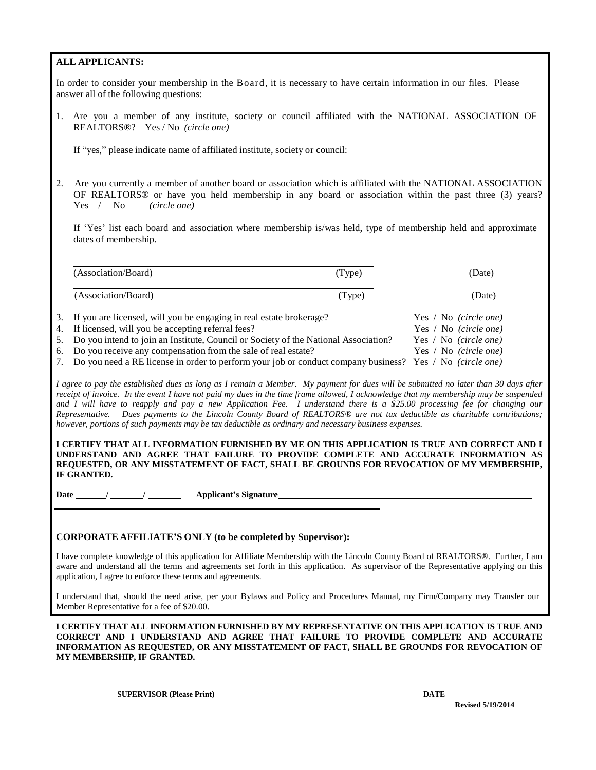**ALL APPLICANTS:**

In order to consider your membership in the Board, it is necessary to have certain information in our files. Please answer all of the following questions:

1. Are you a member of any institute, society or council affiliated with the NATIONAL ASSOCIATION OF REALTORS®? Yes / No *(circle one)*

   If "yes," please indicate name of affiliated institute, society or council:

   \_\_\_\_\_\_\_\_\_\_\_\_\_\_\_\_\_\_\_\_\_\_\_\_\_\_\_\_\_\_\_\_\_\_\_\_\_\_\_\_\_\_\_\_\_\_\_\_\_\_\_\_\_\_\_\_\_\_\_\_

2. Are you currently a member of another board or association which is affiliated with the NATIONAL ASSOCIATION OF REALTORS® or have you held membership in any board or association within the past three (3) years? Yes / No *(circle one)*

   If 'Yes' list each board and association where membership is/was held, type of membership held and approximate dates of membership.

| | | |
|---|---|---|
| (Association/Board) | (Type) | (Date) |
| (Association/Board) | (Type) | (Date) |

3. If you are licensed, will you be engaging in real estate brokerage? Yes / No *(circle one)*
4. If licensed, will you be accepting referral fees? Yes / No *(circle one)*
5. Do you intend to join an Institute, Council or Society of the National Association? Yes / No *(circle one)*
6. Do you receive any compensation from the sale of real estate? Yes / No *(circle one)*
7. Do you need a RE license in order to perform your job or conduct company business? Yes / No *(circle one)*

*I agree to pay the established dues as long as I remain a Member. My payment for dues will be submitted no later than 30 days after receipt of invoice. In the event I have not paid my dues in the time frame allowed, I acknowledge that my membership may be suspended and I will have to reapply and pay a new Application Fee. I understand there is a $25.00 processing fee for changing our Representative. Dues payments to the Lincoln County Board of REALTORS® are not tax deductible as charitable contributions; however, portions of such payments may be tax deductible as ordinary and necessary business expenses.*

**I CERTIFY THAT ALL INFORMATION FURNISHED BY ME ON THIS APPLICATION IS TRUE AND CORRECT AND I UNDERSTAND AND AGREE THAT FAILURE TO PROVIDE COMPLETE AND ACCURATE INFORMATION AS REQUESTED, OR ANY MISSTATEMENT OF FACT, SHALL BE GROUNDS FOR REVOCATION OF MY MEMBERSHIP, IF GRANTED.**

**Date** \_\_\_\_\_\_ / \_\_\_\_\_\_ / \_\_\_\_\_\_ **Applicant's Signature**\_\_\_\_\_\_\_\_\_\_\_\_\_\_\_\_\_\_\_\_\_\_\_\_\_\_\_\_\_\_\_\_\_\_\_\_\_\_\_\_\_\_\_\_\_\_\_\_

**CORPORATE AFFILIATE'S ONLY (to be completed by Supervisor):**

I have complete knowledge of this application for Affiliate Membership with the Lincoln County Board of REALTORS®. Further, I am aware and understand all the terms and agreements set forth in this application. As supervisor of the Representative applying on this application, I agree to enforce these terms and agreements.

I understand that, should the need arise, per your Bylaws and Policy and Procedures Manual, my Firm/Company may Transfer our Member Representative for a fee of $20.00.

**I CERTIFY THAT ALL INFORMATION FURNISHED BY MY REPRESENTATIVE ON THIS APPLICATION IS TRUE AND CORRECT AND I UNDERSTAND AND AGREE THAT FAILURE TO PROVIDE COMPLETE AND ACCURATE INFORMATION AS REQUESTED, OR ANY MISSTATEMENT OF FACT, SHALL BE GROUNDS FOR REVOCATION OF MY MEMBERSHIP, IF GRANTED.**

\_\_\_\_\_\_\_\_\_\_\_\_\_\_\_\_\_\_\_\_\_\_\_\_\_\_\_\_\_\_ \_\_\_\_\_\_\_\_\_\_\_\_\_\_\_\_\_\_\_\_

**SUPERVISOR (Please Print)** **DATE**

**Revised 5/19/2014**